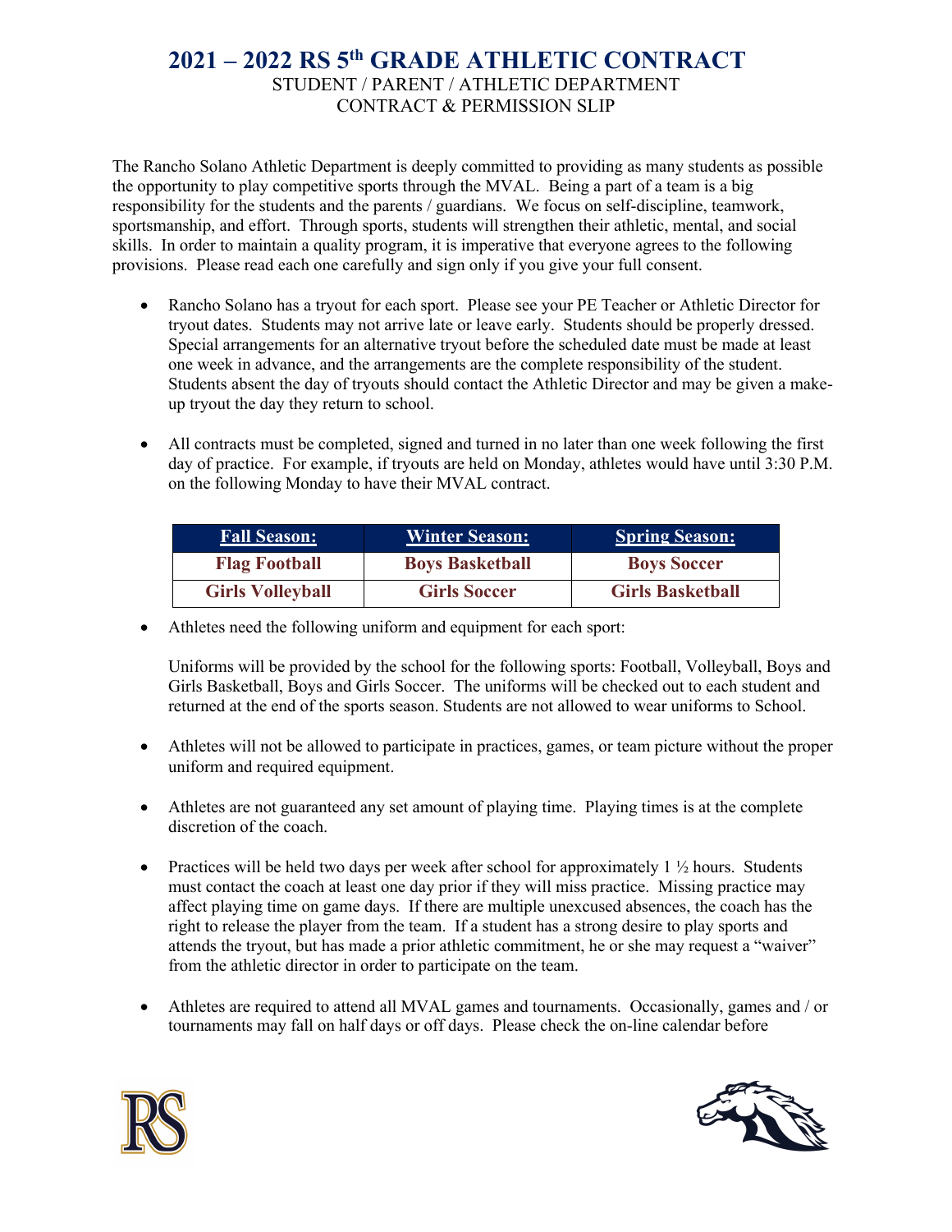# 2021 – 2022 RS 5th GRADE ATHLETIC CONTRACT

STUDENT / PARENT / ATHLETIC DEPARTMENT
CONTRACT & PERMISSION SLIP

The Rancho Solano Athletic Department is deeply committed to providing as many students as possible the opportunity to play competitive sports through the MVAL. Being a part of a team is a big responsibility for the students and the parents / guardians. We focus on self-discipline, teamwork, sportsmanship, and effort. Through sports, students will strengthen their athletic, mental, and social skills. In order to maintain a quality program, it is imperative that everyone agrees to the following provisions. Please read each one carefully and sign only if you give your full consent.

- Rancho Solano has a tryout for each sport. Please see your PE Teacher or Athletic Director for tryout dates. Students may not arrive late or leave early. Students should be properly dressed. Special arrangements for an alternative tryout before the scheduled date must be made at least one week in advance, and the arrangements are the complete responsibility of the student. Students absent the day of tryouts should contact the Athletic Director and may be given a make-up tryout the day they return to school.

- All contracts must be completed, signed and turned in no later than one week following the first day of practice. For example, if tryouts are held on Monday, athletes would have until 3:30 P.M. on the following Monday to have their MVAL contract.

| Fall Season: | Winter Season: | Spring Season: |
|---|---|---|
| **Flag Football** | **Boys Basketball** | **Boys Soccer** |
| **Girls Volleyball** | **Girls Soccer** | **Girls Basketball** |

- Athletes need the following uniform and equipment for each sport:

  Uniforms will be provided by the school for the following sports: Football, Volleyball, Boys and Girls Basketball, Boys and Girls Soccer. The uniforms will be checked out to each student and returned at the end of the sports season. Students are not allowed to wear uniforms to School.

- Athletes will not be allowed to participate in practices, games, or team picture without the proper uniform and required equipment.

- Athletes are not guaranteed any set amount of playing time. Playing times is at the complete discretion of the coach.

- Practices will be held two days per week after school for approximately 1 ½ hours. Students must contact the coach at least one day prior if they will miss practice. Missing practice may affect playing time on game days. If there are multiple unexcused absences, the coach has the right to release the player from the team. If a student has a strong desire to play sports and attends the tryout, but has made a prior athletic commitment, he or she may request a "waiver" from the athletic director in order to participate on the team.

- Athletes are required to attend all MVAL games and tournaments. Occasionally, games and / or tournaments may fall on half days or off days. Please check the on-line calendar before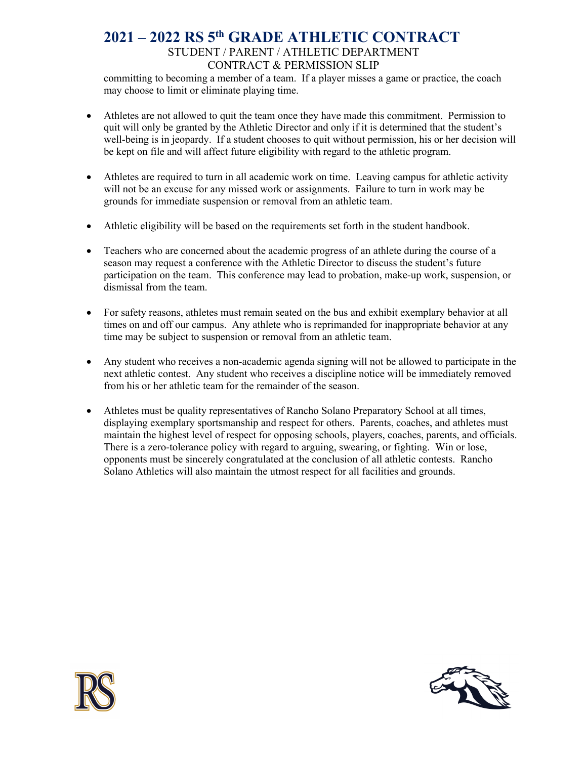committing to becoming a member of a team. If a player misses a game or practice, the coach may choose to limit or eliminate playing time.

- Athletes are not allowed to quit the team once they have made this commitment. Permission to quit will only be granted by the Athletic Director and only if it is determined that the student's well-being is in jeopardy. If a student chooses to quit without permission, his or her decision will be kept on file and will affect future eligibility with regard to the athletic program.

- Athletes are required to turn in all academic work on time. Leaving campus for athletic activity will not be an excuse for any missed work or assignments. Failure to turn in work may be grounds for immediate suspension or removal from an athletic team.

- Athletic eligibility will be based on the requirements set forth in the student handbook.

- Teachers who are concerned about the academic progress of an athlete during the course of a season may request a conference with the Athletic Director to discuss the student's future participation on the team. This conference may lead to probation, make-up work, suspension, or dismissal from the team.

- For safety reasons, athletes must remain seated on the bus and exhibit exemplary behavior at all times on and off our campus. Any athlete who is reprimanded for inappropriate behavior at any time may be subject to suspension or removal from an athletic team.

- Any student who receives a non-academic agenda signing will not be allowed to participate in the next athletic contest. Any student who receives a discipline notice will be immediately removed from his or her athletic team for the remainder of the season.

- Athletes must be quality representatives of Rancho Solano Preparatory School at all times, displaying exemplary sportsmanship and respect for others. Parents, coaches, and athletes must maintain the highest level of respect for opposing schools, players, coaches, parents, and officials. There is a zero-tolerance policy with regard to arguing, swearing, or fighting. Win or lose, opponents must be sincerely congratulated at the conclusion of all athletic contests. Rancho Solano Athletics will also maintain the utmost respect for all facilities and grounds.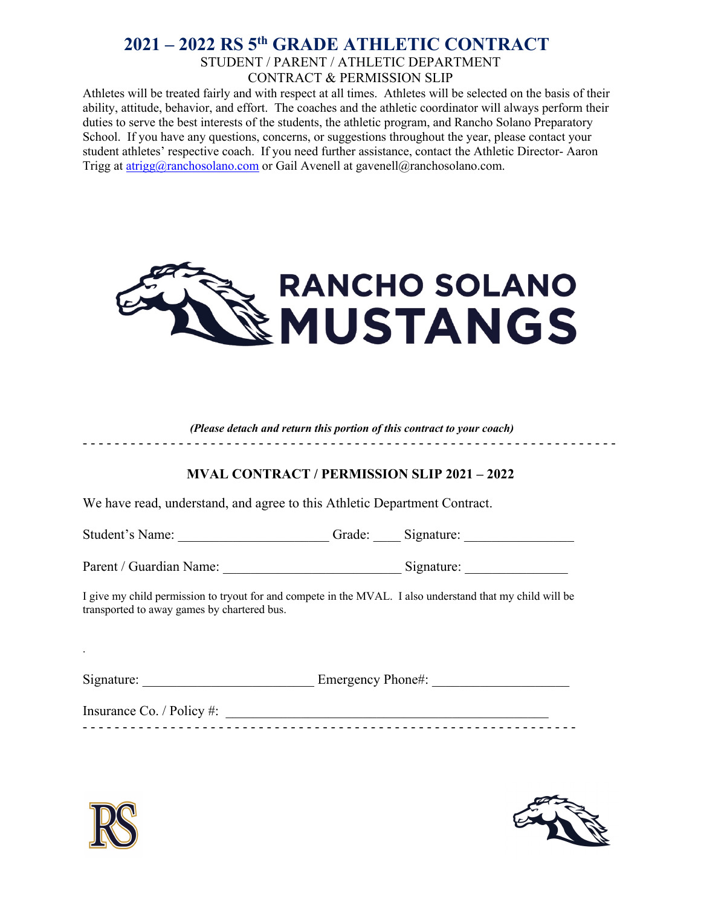# 2021 – 2022 RS 5th GRADE ATHLETIC CONTRACT

STUDENT / PARENT / ATHLETIC DEPARTMENT
CONTRACT & PERMISSION SLIP

Athletes will be treated fairly and with respect at all times. Athletes will be selected on the basis of their ability, attitude, behavior, and effort. The coaches and the athletic coordinator will always perform their duties to serve the best interests of the students, the athletic program, and Rancho Solano Preparatory School. If you have any questions, concerns, or suggestions throughout the year, please contact your student athletes' respective coach. If you need further assistance, contact the Athletic Director- Aaron Trigg at atrigg@ranchosolano.com or Gail Avenell at gavenell@ranchosolano.com.

RANCHO SOLANO
MUSTANGS

***(Please detach and return this portion of this contract to your coach)***

- - - - - - - - - - - - - - - - - - - - - - - - - - - - - - - - - - - - - - - - - - - - - - - - - - - - - - - - - - - - - - - -

**MVAL CONTRACT / PERMISSION SLIP 2021 – 2022**

We have read, understand, and agree to this Athletic Department Contract.

Student's Name: ______________________ Grade: ____ Signature: ________________

Parent / Guardian Name: __________________________ Signature: _______________

I give my child permission to tryout for and compete in the MVAL. I also understand that my child will be transported to away games by chartered bus.

.

Signature: _________________________ Emergency Phone#: ____________________

Insurance Co. / Policy #: ________________________________________________

- - - - - - - - - - - - - - - - - - - - - - - - - - - - - - - - - - - - - - - - - - - - - - - - - - - - - - - - - - - - - -

RS